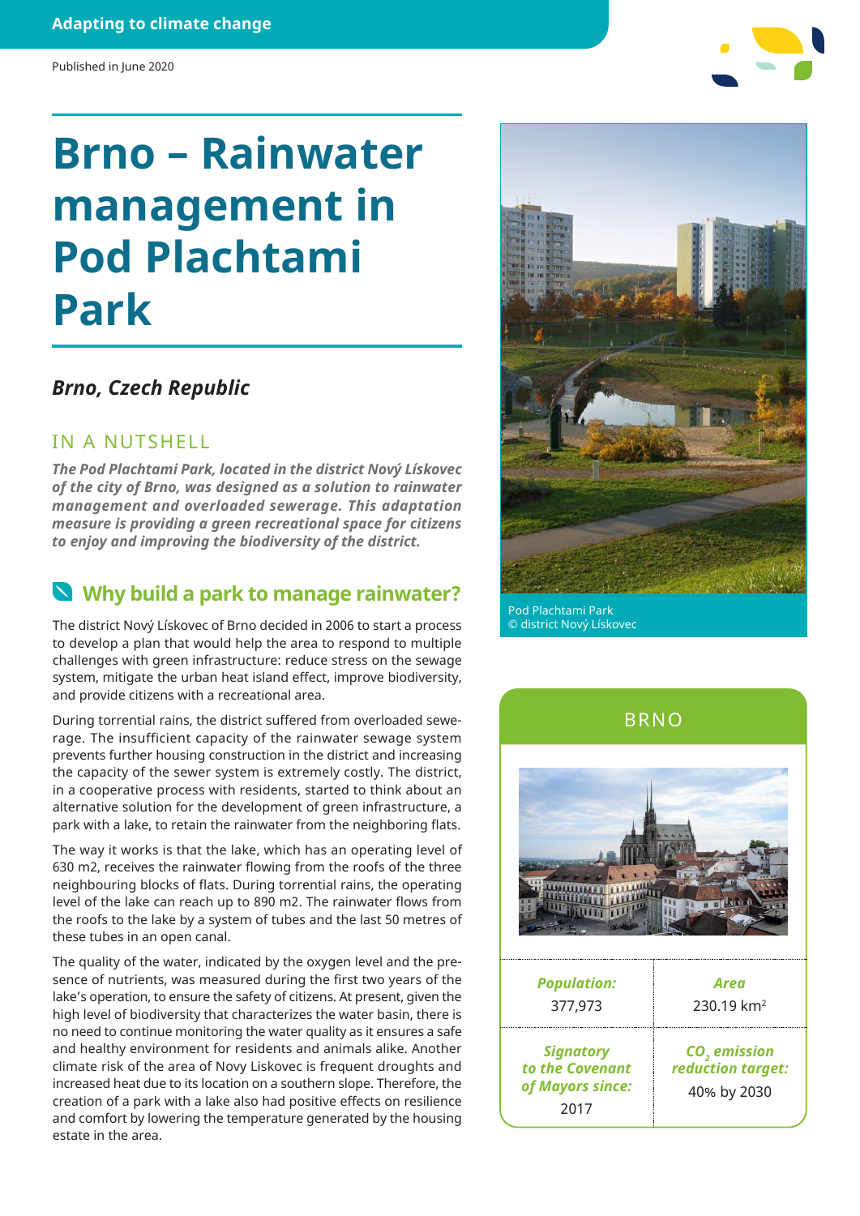Adapting to climate change

Published in June 2020

# Brno – Rainwater management in Pod Plachtami Park

### *Brno, Czech Republic*

## IN A NUTSHELL

***The Pod Plachtami Park, located in the district Nový Lískovec of the city of Brno, was designed as a solution to rainwater management and overloaded sewerage. This adaptation measure is providing a green recreational space for citizens to enjoy and improving the biodiversity of the district.***

## Why build a park to manage rainwater?

The district Nový Lískovec of Brno decided in 2006 to start a process to develop a plan that would help the area to respond to multiple challenges with green infrastructure: reduce stress on the sewage system, mitigate the urban heat island effect, improve biodiversity, and provide citizens with a recreational area.

During torrential rains, the district suffered from overloaded sewerage. The insufficient capacity of the rainwater sewage system prevents further housing construction in the district and increasing the capacity of the sewer system is extremely costly. The district, in a cooperative process with residents, started to think about an alternative solution for the development of green infrastructure, a park with a lake, to retain the rainwater from the neighboring flats.

The way it works is that the lake, which has an operating level of 630 m2, receives the rainwater flowing from the roofs of the three neighbouring blocks of flats. During torrential rains, the operating level of the lake can reach up to 890 m2. The rainwater flows from the roofs to the lake by a system of tubes and the last 50 metres of these tubes in an open canal.

The quality of the water, indicated by the oxygen level and the presence of nutrients, was measured during the first two years of the lake's operation, to ensure the safety of citizens. At present, given the high level of biodiversity that characterizes the water basin, there is no need to continue monitoring the water quality as it ensures a safe and healthy environment for residents and animals alike. Another climate risk of the area of Novy Liskovec is frequent droughts and increased heat due to its location on a southern slope. Therefore, the creation of a park with a lake also had positive effects on resilience and comfort by lowering the temperature generated by the housing estate in the area.

Pod Plachtami Park
© district Nový Lískovec

## BRNO

| *Population:* | *Area* |
|---|---|
| 377,973 | 230.19 km$^2$ |
| *Signatory to the Covenant of Mayors since:* | *$CO_2$ emission reduction target:* |
| 2017 | 40% by 2030 |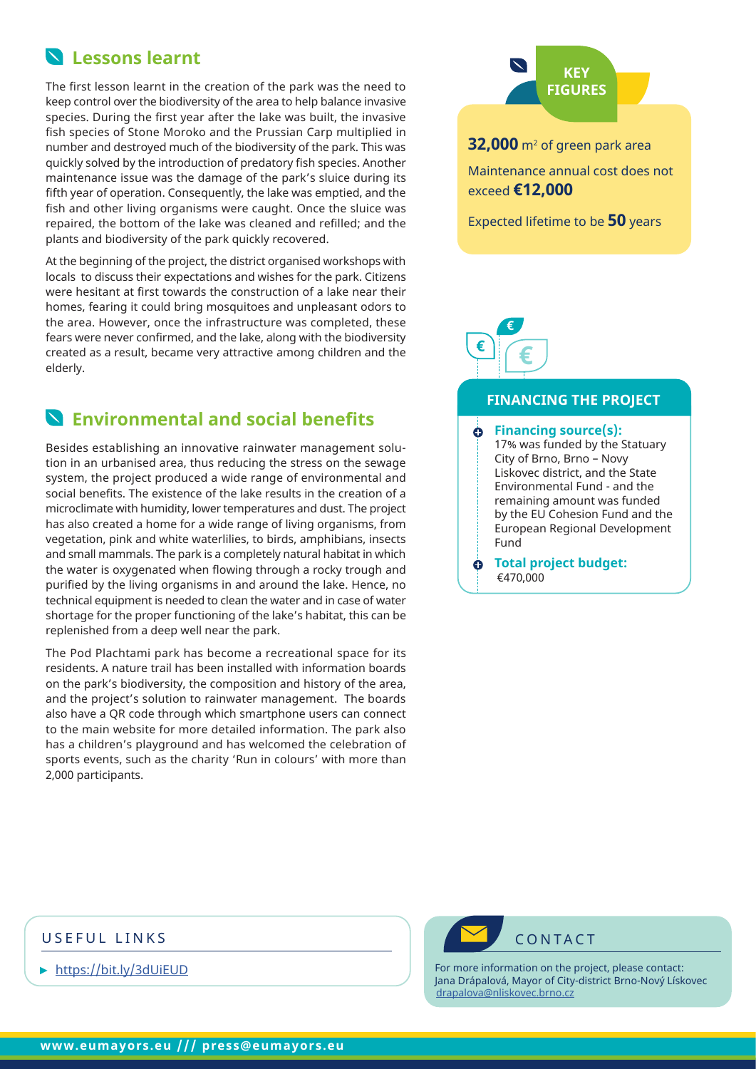## Lessons learnt

The first lesson learnt in the creation of the park was the need to keep control over the biodiversity of the area to help balance invasive species. During the first year after the lake was built, the invasive fish species of Stone Moroko and the Prussian Carp multiplied in number and destroyed much of the biodiversity of the park. This was quickly solved by the introduction of predatory fish species. Another maintenance issue was the damage of the park's sluice during its fifth year of operation. Consequently, the lake was emptied, and the fish and other living organisms were caught. Once the sluice was repaired, the bottom of the lake was cleaned and refilled; and the plants and biodiversity of the park quickly recovered.

At the beginning of the project, the district organised workshops with locals to discuss their expectations and wishes for the park. Citizens were hesitant at first towards the construction of a lake near their homes, fearing it could bring mosquitoes and unpleasant odors to the area. However, once the infrastructure was completed, these fears were never confirmed, and the lake, along with the biodiversity created as a result, became very attractive among children and the elderly.

## Environmental and social benefits

Besides establishing an innovative rainwater management solution in an urbanised area, thus reducing the stress on the sewage system, the project produced a wide range of environmental and social benefits. The existence of the lake results in the creation of a microclimate with humidity, lower temperatures and dust. The project has also created a home for a wide range of living organisms, from vegetation, pink and white waterlilies, to birds, amphibians, insects and small mammals. The park is a completely natural habitat in which the water is oxygenated when flowing through a rocky trough and purified by the living organisms in and around the lake. Hence, no technical equipment is needed to clean the water and in case of water shortage for the proper functioning of the lake's habitat, this can be replenished from a deep well near the park.

The Pod Plachtami park has become a recreational space for its residents. A nature trail has been installed with information boards on the park's biodiversity, the composition and history of the area, and the project's solution to rainwater management. The boards also have a QR code through which smartphone users can connect to the main website for more detailed information. The park also has a children's playground and has welcomed the celebration of sports events, such as the charity 'Run in colours' with more than 2,000 participants.

## KEY FIGURES

**32,000** $m^2$ of green park area

Maintenance annual cost does not exceed **€12,000**

Expected lifetime to be **50** years

## FINANCING THE PROJECT

- **Financing source(s):** 17% was funded by the Statuary City of Brno, Brno – Novy Liskovec district, and the State Environmental Fund - and the remaining amount was funded by the EU Cohesion Fund and the European Regional Development Fund
- **Total project budget:** €470,000

## USEFUL LINKS

- https://bit.ly/3dUiEUD

## CONTACT

For more information on the project, please contact:
Jana Drápalová, Mayor of City-district Brno-Nový Lískovec
drapalova@nliskovec.brno.cz

**www.eumayors.eu /// press@eumayors.eu**